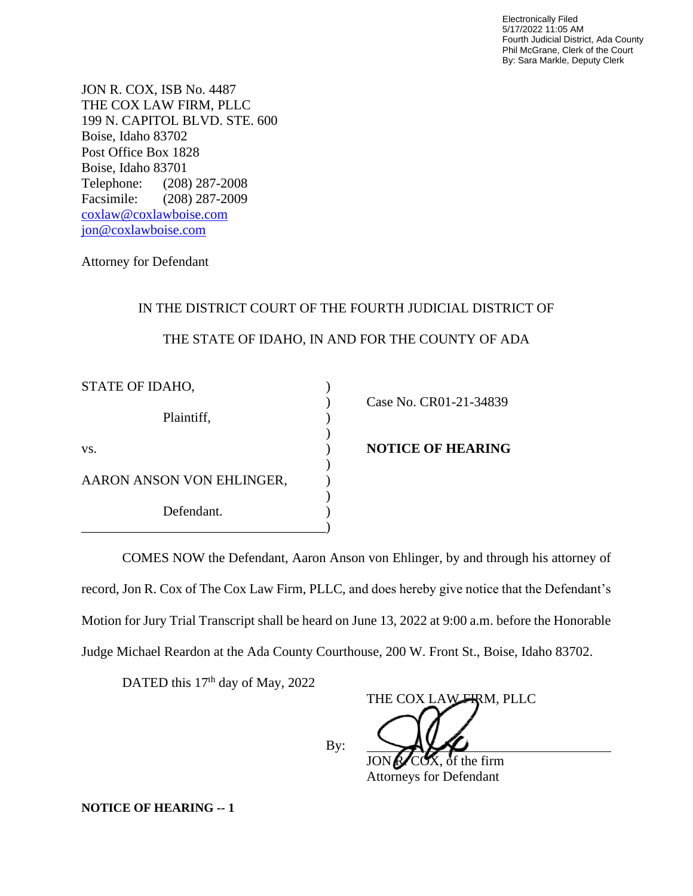Electronically Filed
5/17/2022 11:05 AM
Fourth Judicial District, Ada County
Phil McGrane, Clerk of the Court
By: Sara Markle, Deputy Clerk

JON R. COX, ISB No. 4487
THE COX LAW FIRM, PLLC
199 N. CAPITOL BLVD. STE. 600
Boise, Idaho 83702
Post Office Box 1828
Boise, Idaho 83701
Telephone: (208) 287-2008
Facsimile: (208) 287-2009
coxlaw@coxlawboise.com
jon@coxlawboise.com

Attorney for Defendant

IN THE DISTRICT COURT OF THE FOURTH JUDICIAL DISTRICT OF

THE STATE OF IDAHO, IN AND FOR THE COUNTY OF ADA

| | |
|---|---|
| STATE OF IDAHO,<br><br>Plaintiff,<br><br>vs.<br><br>AARON ANSON VON EHLINGER,<br><br>Defendant. | Case No. CR01-21-34839<br><br>**NOTICE OF HEARING** |

COMES NOW the Defendant, Aaron Anson von Ehlinger, by and through his attorney of record, Jon R. Cox of The Cox Law Firm, PLLC, and does hereby give notice that the Defendant's Motion for Jury Trial Transcript shall be heard on June 13, 2022 at 9:00 a.m. before the Honorable Judge Michael Reardon at the Ada County Courthouse, 200 W. Front St., Boise, Idaho 83702.

DATED this 17th day of May, 2022

THE COX LAW FIRM, PLLC

By: \_\_\_\_\_\_\_\_\_\_\_\_\_\_\_\_\_\_\_\_\_\_\_\_\_\_\_\_
JON R. COX, of the firm
Attorneys for Defendant

**NOTICE OF HEARING -- 1**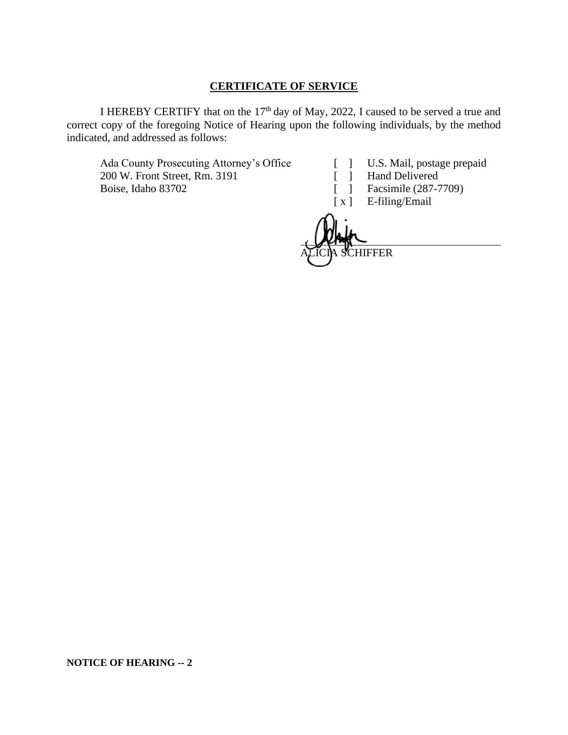## CERTIFICATE OF SERVICE

I HEREBY CERTIFY that on the 17th day of May, 2022, I caused to be served a true and correct copy of the foregoing Notice of Hearing upon the following individuals, by the method indicated, and addressed as follows:

| | | |
|---|---|---|
| Ada County Prosecuting Attorney's Office | [ ] | U.S. Mail, postage prepaid |
| 200 W. Front Street, Rm. 3191 | [ ] | Hand Delivered |
| Boise, Idaho 83702 | [ ] | Facsimile (287-7709) |
| | [ x ] | E-filing/Email |

ALICIA SCHIFFER

**NOTICE OF HEARING -- 2**